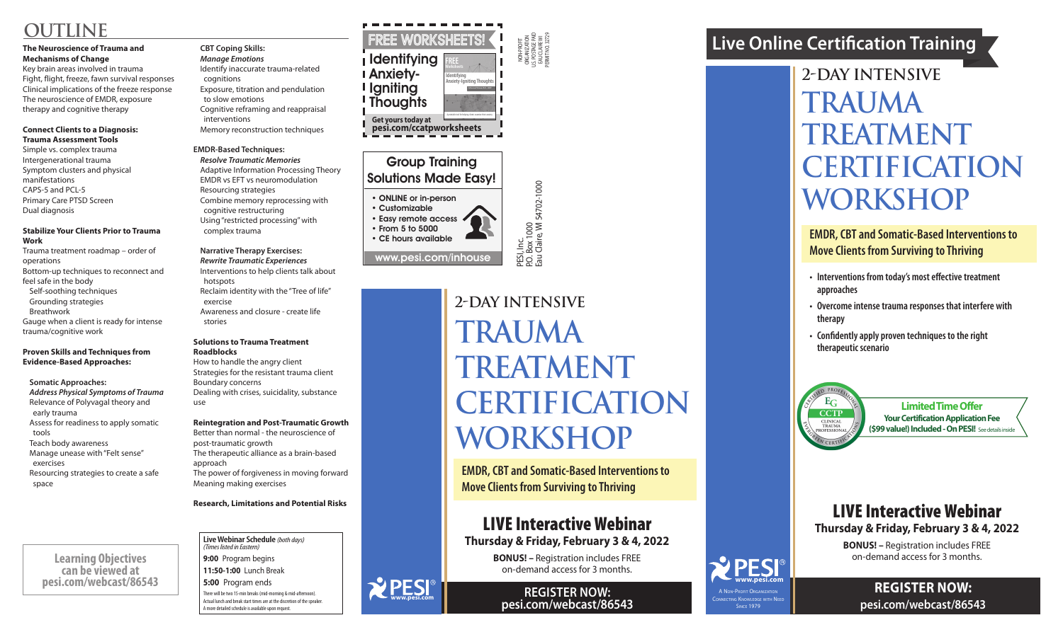# OUTLINE

**The Neuroscience of Trauma and Mechanisms of Change**

Key brain areas involved in trauma
Fight, flight, freeze, fawn survival responses
Clinical implications of the freeze response
The neuroscience of EMDR, exposure therapy and cognitive therapy

**Connect Clients to a Diagnosis: Trauma Assessment Tools**

Simple vs. complex trauma
Intergenerational trauma
Symptom clusters and physical manifestations
CAPS-5 and PCL-5
Primary Care PTSD Screen
Dual diagnosis

**Stabilize Your Clients Prior to Trauma Work**

Trauma treatment roadmap – order of operations
Bottom-up techniques to reconnect and feel safe in the body
- Self-soothing techniques
- Grounding strategies
- Breathwork

Gauge when a client is ready for intense trauma/cognitive work

**Proven Skills and Techniques from Evidence-Based Approaches:**

**Somatic Approaches:**
*Address Physical Symptoms of Trauma*
- Relevance of Polyvagal theory and early trauma
- Assess for readiness to apply somatic tools
- Teach body awareness
- Manage unease with "Felt sense" exercises
- Resourcing strategies to create a safe space

**CBT Coping Skills:**
*Manage Emotions*
- Identify inaccurate trauma-related cognitions
- Exposure, titration and pendulation to slow emotions
- Cognitive reframing and reappraisal interventions
- Memory reconstruction techniques

**EMDR-Based Techniques:**
*Resolve Traumatic Memories*
- Adaptive Information Processing Theory
- EMDR vs EFT vs neuromodulation
- Resourcing strategies
- Combine memory reprocessing with cognitive restructuring
- Using "restricted processing" with complex trauma

**Narrative Therapy Exercises:**
*Rewrite Traumatic Experiences*
- Interventions to help clients talk about hotspots
- Reclaim identity with the "Tree of life" exercise
- Awareness and closure - create life stories

**Solutions to Trauma Treatment Roadblocks**

How to handle the angry client
Strategies for the resistant trauma client
Boundary concerns
Dealing with crises, suicidality, substance use

**Reintegration and Post-Traumatic Growth**

Better than normal - the neuroscience of post-traumatic growth
The therapeutic alliance as a brain-based approach
The power of forgiveness in moving forward
Meaning making exercises

**Research, Limitations and Potential Risks**

**Learning Objectives can be viewed at pesi.com/webcast/86543**

**Live Webinar Schedule** *(both days)*
*(Times listed in Eastern)*

**9:00** Program begins
**11:50-1:00** Lunch Break
**5:00** Program ends

There will be two 15-min breaks (mid-morning & mid-afternoon). Actual lunch and break start times are at the discretion of the speaker. A more detailed schedule is available upon request.

**FREE WORKSHEETS!**
**Identifying Anxiety-Igniting Thoughts**
Get yours today at **pesi.com/ccatpworksheets**

NON-PROFIT ORGANIZATION U.S. POSTAGE PAID EAU CLAIRE WI PERMIT NO. 32729

**Group Training Solutions Made Easy!**
- ONLINE or in-person
- Customizable
- Easy remote access
- From 5 to 5000
- CE hours available

**www.pesi.com/inhouse**

PESI, Inc.
P.O. Box 1000
Eau Claire, WI 54702-1000

## 2-DAY INTENSIVE
# TRAUMA TREATMENT CERTIFICATION WORKSHOP

**EMDR, CBT and Somatic-Based Interventions to Move Clients from Surviving to Thriving**

## LIVE Interactive Webinar
**Thursday & Friday, February 3 & 4, 2022**

**BONUS! –** Registration includes FREE on-demand access for 3 months.

**REGISTER NOW: pesi.com/webcast/86543**

PESI® www.pesi.com

## Live Online Certification Training

## 2-DAY INTENSIVE
# TRAUMA TREATMENT CERTIFICATION WORKSHOP

**EMDR, CBT and Somatic-Based Interventions to Move Clients from Surviving to Thriving**

- **Interventions from today's most effective treatment approaches**
- **Overcome intense trauma responses that interfere with therapy**
- **Confidently apply proven techniques to the right therapeutic scenario**

CERTIFIED PROFESSIONAL · EG · CCTP · CLINICAL TRAUMA PROFESSIONAL · EVERGREEN CERTIFICATIONS

**Limited Time Offer**
**Your Certification Application Fee ($99 value!) Included - On PESI!** See details inside

## LIVE Interactive Webinar
**Thursday & Friday, February 3 & 4, 2022**

**BONUS! –** Registration includes FREE on-demand access for 3 months.

PESI® www.pesi.com
A Non-Profit Organization Connecting Knowledge with Need Since 1979

**REGISTER NOW: pesi.com/webcast/86543**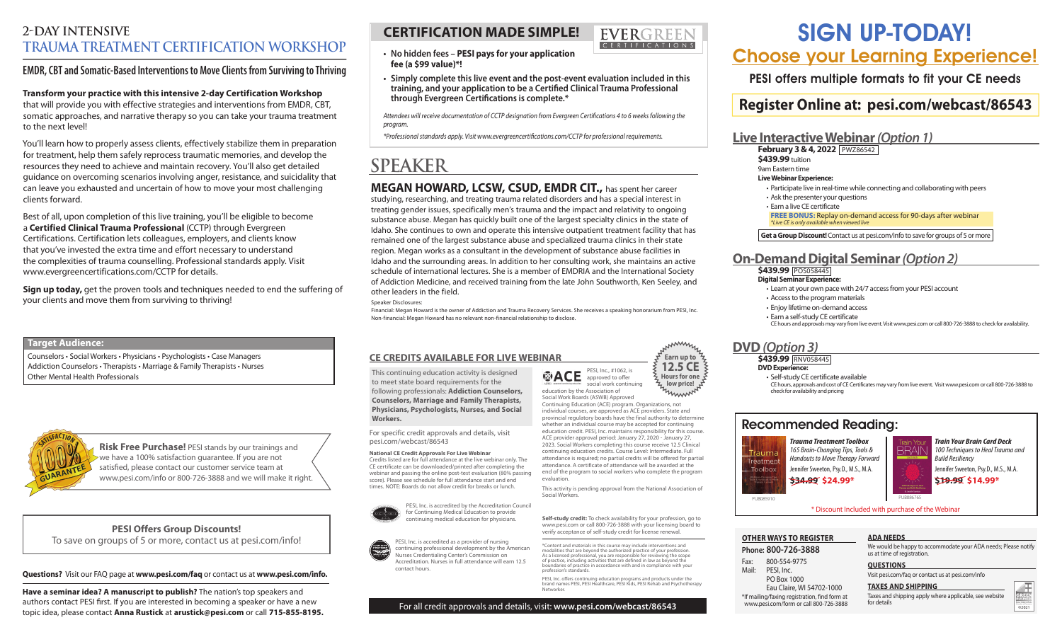# 2-DAY INTENSIVE TRAUMA TREATMENT CERTIFICATION WORKSHOP

## EMDR, CBT and Somatic-Based Interventions to Move Clients from Surviving to Thriving

**Transform your practice with this intensive 2-day Certification Workshop** that will provide you with effective strategies and interventions from EMDR, CBT, somatic approaches, and narrative therapy so you can take your trauma treatment to the next level!

You'll learn how to properly assess clients, effectively stabilize them in preparation for treatment, help them safely reprocess traumatic memories, and develop the resources they need to achieve and maintain recovery. You'll also get detailed guidance on overcoming scenarios involving anger, resistance, and suicidality that can leave you exhausted and uncertain of how to move your most challenging clients forward.

Best of all, upon completion of this live training, you'll be eligible to become a **Certified Clinical Trauma Professional** (CCTP) through Evergreen Certifications. Certification lets colleagues, employers, and clients know that you've invested the extra time and effort necessary to understand the complexities of trauma counselling. Professional standards apply. Visit www.evergreencertifications.com/CCTP for details.

**Sign up today,** get the proven tools and techniques needed to end the suffering of your clients and move them from surviving to thriving!

### Target Audience:

Counselors • Social Workers • Physicians • Psychologists • Case Managers
Addiction Counselors • Therapists • Marriage & Family Therapists • Nurses
Other Mental Health Professionals

**Risk Free Purchase!** PESI stands by our trainings and we have a 100% satisfaction guarantee. If you are not satisfied, please contact our customer service team at www.pesi.com/info or 800-726-3888 and we will make it right.

**PESI Offers Group Discounts!**
To save on groups of 5 or more, contact us at pesi.com/info!

**Questions?** Visit our FAQ page at **www.pesi.com/faq** or contact us at **www.pesi.com/info.**

**Have a seminar idea? A manuscript to publish?** The nation's top speakers and authors contact PESI first. If you are interested in becoming a speaker or have a new topic idea, please contact **Anna Rustick** at **arustick@pesi.com** or call **715-855-8195.**

## CERTIFICATION MADE SIMPLE!

EVERGREEN CERTIFICATIONS

- **No hidden fees – PESI pays for your application fee (a $99 value)*!**
- **Simply complete this live event and the post-event evaluation included in this training, and your application to be a Certified Clinical Trauma Professional through Evergreen Certifications is complete.***

*Attendees will receive documentation of CCTP designation from Evergreen Certifications 4 to 6 weeks following the program.*

**Professional standards apply. Visit www.evergreencertifications.com/CCTP for professional requirements.*

## SPEAKER

**MEGAN HOWARD, LCSW, CSUD, EMDR CIT.,** has spent her career studying, researching, and treating trauma related disorders and has a special interest in treating gender issues, specifically men's trauma and the impact and relativity to ongoing substance abuse. Megan has quickly built one of the largest specialty clinics in the state of Idaho. She continues to own and operate this intensive outpatient treatment facility that has remained one of the largest substance abuse and specialized trauma clinics in their state region. Megan works as a consultant in the development of substance abuse facilities in Idaho and the surrounding areas. In addition to her consulting work, she maintains an active schedule of international lectures. She is a member of EMDRIA and the International Society of Addiction Medicine, and received training from the late John Southworth, Ken Seeley, and other leaders in the field.

Speaker Disclosures:

Financial: Megan Howard is the owner of Addiction and Trauma Recovery Services. She receives a speaking honorarium from PESI, Inc.
Non-financial: Megan Howard has no relevant non-financial relationship to disclose.

### CE CREDITS AVAILABLE FOR LIVE WEBINAR

Earn up to 12.5 CE Hours for one low price!

This continuing education activity is designed to meet state board requirements for the following professionals: **Addiction Counselors, Counselors, Marriage and Family Therapists, Physicians, Psychologists, Nurses, and Social Workers.**

For specific credit approvals and details, visit pesi.com/webcast/86543

**National CE Credit Approvals For Live Webinar**
Credits listed are for full attendance at the live webinar only. The CE certificate can be downloaded/printed after completing the webinar and passing the online post-test evaluation (80% passing score). Please see schedule for full attendance start and end times. NOTE: Boards do not allow credit for breaks or lunch.

PESI, Inc. is accredited by the Accreditation Council for Continuing Medical Education to provide continuing medical education for physicians.

PESI, Inc. is accredited as a provider of nursing continuing professional development by the American Nurses Credentialing Center's Commission on Accreditation. Nurses in full attendance will earn 12.5 contact hours.

ACE — PESI, Inc., #1062, is approved to offer social work continuing education by the Association of Social Work Boards (ASWB) Approved Continuing Education (ACE) program. Organizations, not individual courses, are approved as ACE providers. State and provincial regulatory boards have the final authority to determine whether an individual course may be accepted for continuing education credit. PESI, Inc. maintains responsibility for this course. ACE provider approval period: January 27, 2020 - January 27, 2023. Social Workers completing this course receive 12.5 Clinical continuing education credits. Course Level: Intermediate. Full attendance is required; no partial credits will be offered for partial attendance. A certificate of attendance will be awarded at the end of the program to social workers who complete the program evaluation.

This activity is pending approval from the National Association of Social Workers.

**Self-study credit:** To check availability for your profession, go to www.pesi.com or call 800-726-3888 with your licensing board to verify acceptance of self-study credit for license renewal.

*Content and materials in this course may include interventions and modalities that are beyond the authorized practice of your profession. As a licensed professional, you are responsible for reviewing the scope of practice, including activities that are defined in law as beyond the boundaries of practice in accordance with and in compliance with your profession's standards.

PESI, Inc. offers continuing education programs and products under the brand names PESI, PESI Healthcare, PESI Kids, PESI Rehab and Psychotherapy Networker.

For all credit approvals and details, visit: **www.pesi.com/webcast/86543**

# SIGN UP-TODAY!

## Choose your Learning Experience!

PESI offers multiple formats to fit your CE needs

### Register Online at: pesi.com/webcast/86543

### Live Interactive Webinar *(Option 1)*

**February 3 & 4, 2022** PWZ86542
**$439.99** tuition
9am Eastern time

**Live Webinar Experience:**

- Participate live in real-time while connecting and collaborating with peers
- Ask the presenter your questions
- Earn a live CE certificate

**FREE BONUS:** Replay on-demand access for 90-days after webinar
*\*Live CE is only available when viewed live*

**Get a Group Discount!** Contact us at pesi.com/info to save for groups of 5 or more

### On-Demand Digital Seminar *(Option 2)*

**$439.99** POS058445
**Digital Seminar Experience:**

- Learn at your own pace with 24/7 access from your PESI account
- Access to the program materials
- Enjoy lifetime on-demand access
- Earn a self-study CE certificate
  CE hours and approvals may vary from live event. Visit www.pesi.com or call 800-726-3888 to check for availability.

### DVD *(Option 3)*

**$439.99** RNV058445
**DVD Experience:**

- Self-study CE certificate available
  CE hours, approvals and cost of CE Certificates may vary from live event. Visit www.pesi.com or call 800-726-3888 to check for availability and pricing

### Recommended Reading:

***Trauma Treatment Toolbox***
*165 Brain-Changing Tips, Tools & Handouts to Move Therapy Forward*
Jennifer Sweeton, Psy.D., M.S., M.A.
~~$34.99~~ **$24.99***
PUB085910

***Train Your Brain Card Deck***
*100 Techniques to Heal Trauma and Build Resiliency*
Jennifer Sweeton, Psy.D., M.S., M.A.
~~$19.99~~ **$14.99***
PUB086765

\* Discount Included with purchase of the Webinar

### OTHER WAYS TO REGISTER

**Phone: 800-726-3888**
Fax: 800-554-9775
Mail: PESI, Inc.
PO Box 1000
Eau Claire, WI 54702-1000

*If mailing/faxing registration, find form at www.pesi.com/form or call 800-726-3888

### ADA NEEDS

We would be happy to accommodate your ADA needs; Please notify us at time of registration.

### QUESTIONS

Visit pesi.com/faq or contact us at pesi.com/info

### TAXES AND SHIPPING

Taxes and shipping apply where applicable, see website for details

©2021